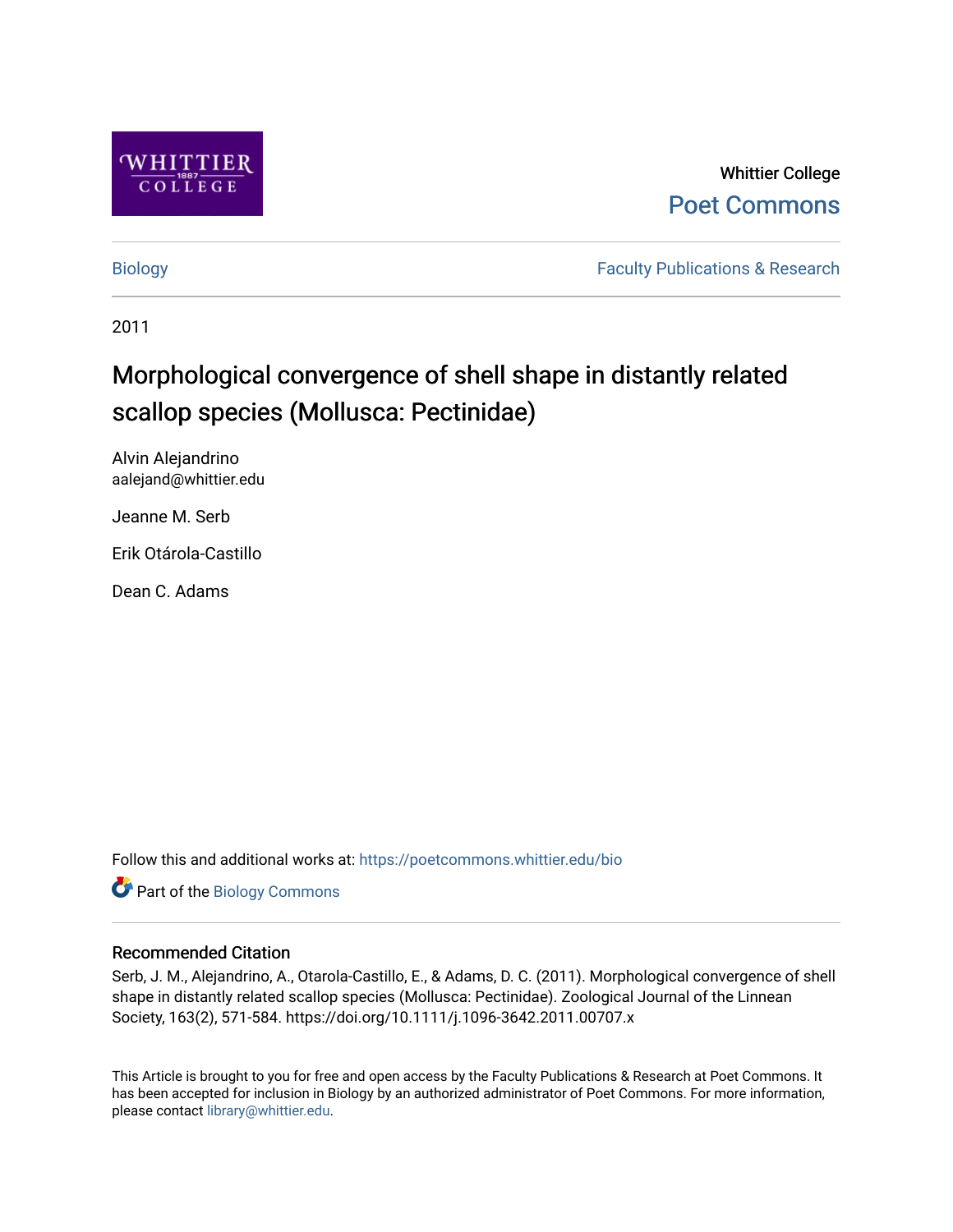Whittier College

Poet Commons

Biology

Faculty Publications & Research

2011

# Morphological convergence of shell shape in distantly related scallop species (Mollusca: Pectinidae)

Alvin Alejandrino
aalejand@whittier.edu

Jeanne M. Serb

Erik Otárola-Castillo

Dean C. Adams

Follow this and additional works at: https://poetcommons.whittier.edu/bio

Part of the Biology Commons

### Recommended Citation

Serb, J. M., Alejandrino, A., Otarola-Castillo, E., & Adams, D. C. (2011). Morphological convergence of shell shape in distantly related scallop species (Mollusca: Pectinidae). Zoological Journal of the Linnean Society, 163(2), 571-584. https://doi.org/10.1111/j.1096-3642.2011.00707.x

This Article is brought to you for free and open access by the Faculty Publications & Research at Poet Commons. It has been accepted for inclusion in Biology by an authorized administrator of Poet Commons. For more information, please contact library@whittier.edu.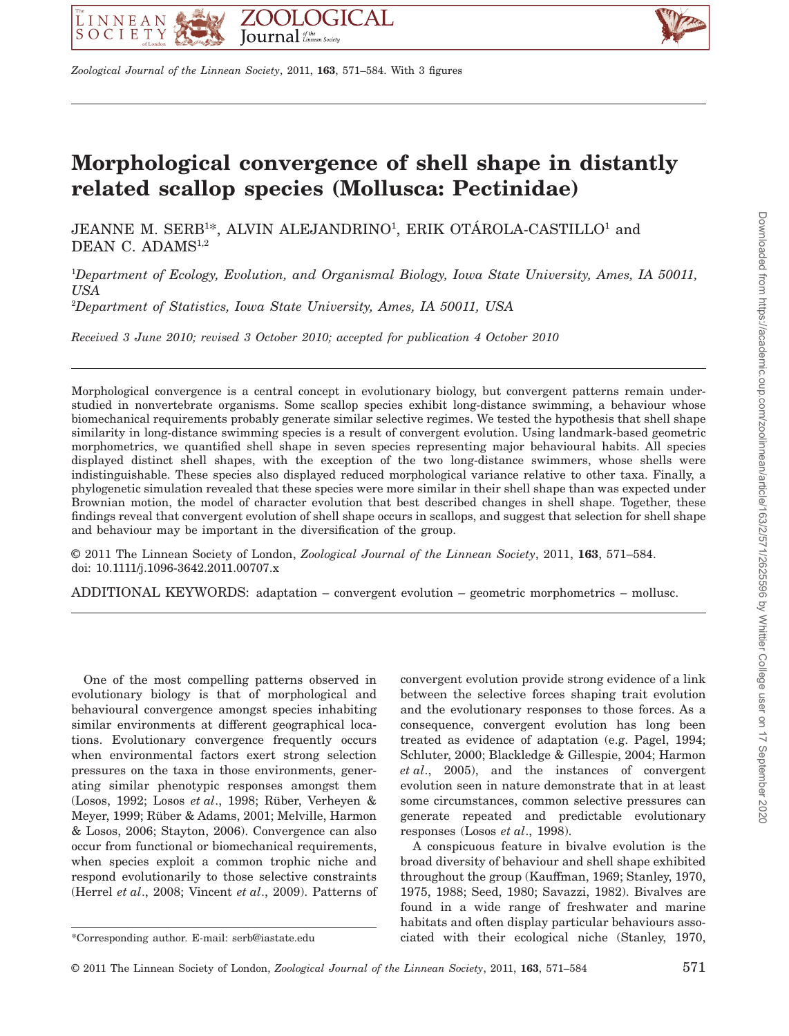# Morphological convergence of shell shape in distantly related scallop species (Mollusca: Pectinidae)

JEANNE M. SERB[1]*, ALVIN ALEJANDRINO[1], ERIK OTÁROLA-CASTILLO[1] and DEAN C. ADAMS[1,2]

[1]*Department of Ecology, Evolution, and Organismal Biology, Iowa State University, Ames, IA 50011, USA*

[2]*Department of Statistics, Iowa State University, Ames, IA 50011, USA*

*Received 3 June 2010; revised 3 October 2010; accepted for publication 4 October 2010*

Morphological convergence is a central concept in evolutionary biology, but convergent patterns remain understudied in nonvertebrate organisms. Some scallop species exhibit long-distance swimming, a behaviour whose biomechanical requirements probably generate similar selective regimes. We tested the hypothesis that shell shape similarity in long-distance swimming species is a result of convergent evolution. Using landmark-based geometric morphometrics, we quantified shell shape in seven species representing major behavioural habits. All species displayed distinct shell shapes, with the exception of the two long-distance swimmers, whose shells were indistinguishable. These species also displayed reduced morphological variance relative to other taxa. Finally, a phylogenetic simulation revealed that these species were more similar in their shell shape than was expected under Brownian motion, the model of character evolution that best described changes in shell shape. Together, these findings reveal that convergent evolution of shell shape occurs in scallops, and suggest that selection for shell shape and behaviour may be important in the diversification of the group.

© 2011 The Linnean Society of London, *Zoological Journal of the Linnean Society*, 2011, **163**, 571–584. doi: 10.1111/j.1096-3642.2011.00707.x

ADDITIONAL KEYWORDS: adaptation – convergent evolution – geometric morphometrics – mollusc.

One of the most compelling patterns observed in evolutionary biology is that of morphological and behavioural convergence amongst species inhabiting similar environments at different geographical locations. Evolutionary convergence frequently occurs when environmental factors exert strong selection pressures on the taxa in those environments, generating similar phenotypic responses amongst them (Losos, 1992; Losos *et al*., 1998; Rüber, Verheyen & Meyer, 1999; Rüber & Adams, 2001; Melville, Harmon & Losos, 2006; Stayton, 2006). Convergence can also occur from functional or biomechanical requirements, when species exploit a common trophic niche and respond evolutionarily to those selective constraints (Herrel *et al*., 2008; Vincent *et al*., 2009). Patterns of convergent evolution provide strong evidence of a link between the selective forces shaping trait evolution and the evolutionary responses to those forces. As a consequence, convergent evolution has long been treated as evidence of adaptation (e.g. Pagel, 1994; Schluter, 2000; Blackledge & Gillespie, 2004; Harmon *et al*., 2005), and the instances of convergent evolution seen in nature demonstrate that in at least some circumstances, common selective pressures can generate repeated and predictable evolutionary responses (Losos *et al*., 1998).

A conspicuous feature in bivalve evolution is the broad diversity of behaviour and shell shape exhibited throughout the group (Kauffman, 1969; Stanley, 1970, 1975, 1988; Seed, 1980; Savazzi, 1982). Bivalves are found in a wide range of freshwater and marine habitats and often display particular behaviours associated with their ecological niche (Stanley, 1970,

*Corresponding author. E-mail: serb@iastate.edu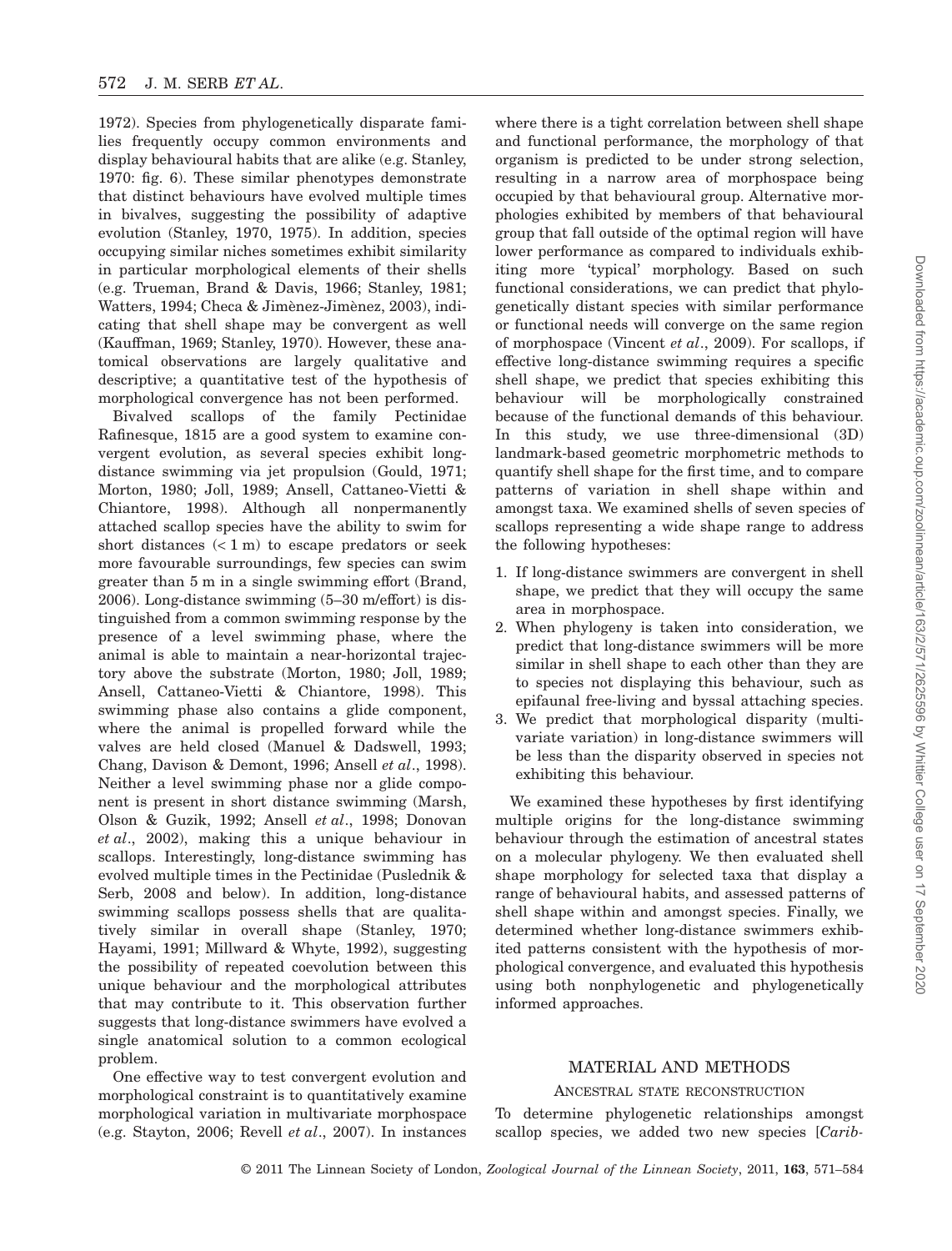1972). Species from phylogenetically disparate families frequently occupy common environments and display behavioural habits that are alike (e.g. Stanley, 1970: fig. 6). These similar phenotypes demonstrate that distinct behaviours have evolved multiple times in bivalves, suggesting the possibility of adaptive evolution (Stanley, 1970, 1975). In addition, species occupying similar niches sometimes exhibit similarity in particular morphological elements of their shells (e.g. Trueman, Brand & Davis, 1966; Stanley, 1981; Watters, 1994; Checa & Jimènez-Jimènez, 2003), indicating that shell shape may be convergent as well (Kauffman, 1969; Stanley, 1970). However, these anatomical observations are largely qualitative and descriptive; a quantitative test of the hypothesis of morphological convergence has not been performed.

Bivalved scallops of the family Pectinidae Rafinesque, 1815 are a good system to examine convergent evolution, as several species exhibit long-distance swimming via jet propulsion (Gould, 1971; Morton, 1980; Joll, 1989; Ansell, Cattaneo-Vietti & Chiantore, 1998). Although all nonpermanently attached scallop species have the ability to swim for short distances (< 1 m) to escape predators or seek more favourable surroundings, few species can swim greater than 5 m in a single swimming effort (Brand, 2006). Long-distance swimming (5–30 m/effort) is distinguished from a common swimming response by the presence of a level swimming phase, where the animal is able to maintain a near-horizontal trajectory above the substrate (Morton, 1980; Joll, 1989; Ansell, Cattaneo-Vietti & Chiantore, 1998). This swimming phase also contains a glide component, where the animal is propelled forward while the valves are held closed (Manuel & Dadswell, 1993; Chang, Davison & Demont, 1996; Ansell *et al*., 1998). Neither a level swimming phase nor a glide component is present in short distance swimming (Marsh, Olson & Guzik, 1992; Ansell *et al*., 1998; Donovan *et al*., 2002), making this a unique behaviour in scallops. Interestingly, long-distance swimming has evolved multiple times in the Pectinidae (Puslednik & Serb, 2008 and below). In addition, long-distance swimming scallops possess shells that are qualitatively similar in overall shape (Stanley, 1970; Hayami, 1991; Millward & Whyte, 1992), suggesting the possibility of repeated coevolution between this unique behaviour and the morphological attributes that may contribute to it. This observation further suggests that long-distance swimmers have evolved a single anatomical solution to a common ecological problem.

One effective way to test convergent evolution and morphological constraint is to quantitatively examine morphological variation in multivariate morphospace (e.g. Stayton, 2006; Revell *et al*., 2007). In instances where there is a tight correlation between shell shape and functional performance, the morphology of that organism is predicted to be under strong selection, resulting in a narrow area of morphospace being occupied by that behavioural group. Alternative morphologies exhibited by members of that behavioural group that fall outside of the optimal region will have lower performance as compared to individuals exhibiting more 'typical' morphology. Based on such functional considerations, we can predict that phylogenetically distant species with similar performance or functional needs will converge on the same region of morphospace (Vincent *et al*., 2009). For scallops, if effective long-distance swimming requires a specific shell shape, we predict that species exhibiting this behaviour will be morphologically constrained because of the functional demands of this behaviour. In this study, we use three-dimensional (3D) landmark-based geometric morphometric methods to quantify shell shape for the first time, and to compare patterns of variation in shell shape within and amongst taxa. We examined shells of seven species of scallops representing a wide shape range to address the following hypotheses:

1. If long-distance swimmers are convergent in shell shape, we predict that they will occupy the same area in morphospace.
2. When phylogeny is taken into consideration, we predict that long-distance swimmers will be more similar in shell shape to each other than they are to species not displaying this behaviour, such as epifaunal free-living and byssal attaching species.
3. We predict that morphological disparity (multivariate variation) in long-distance swimmers will be less than the disparity observed in species not exhibiting this behaviour.

We examined these hypotheses by first identifying multiple origins for the long-distance swimming behaviour through the estimation of ancestral states on a molecular phylogeny. We then evaluated shell shape morphology for selected taxa that display a range of behavioural habits, and assessed patterns of shell shape within and amongst species. Finally, we determined whether long-distance swimmers exhibited patterns consistent with the hypothesis of morphological convergence, and evaluated this hypothesis using both nonphylogenetic and phylogenetically informed approaches.

## MATERIAL AND METHODS

### ANCESTRAL STATE RECONSTRUCTION

To determine phylogenetic relationships amongst scallop species, we added two new species [*Carib-*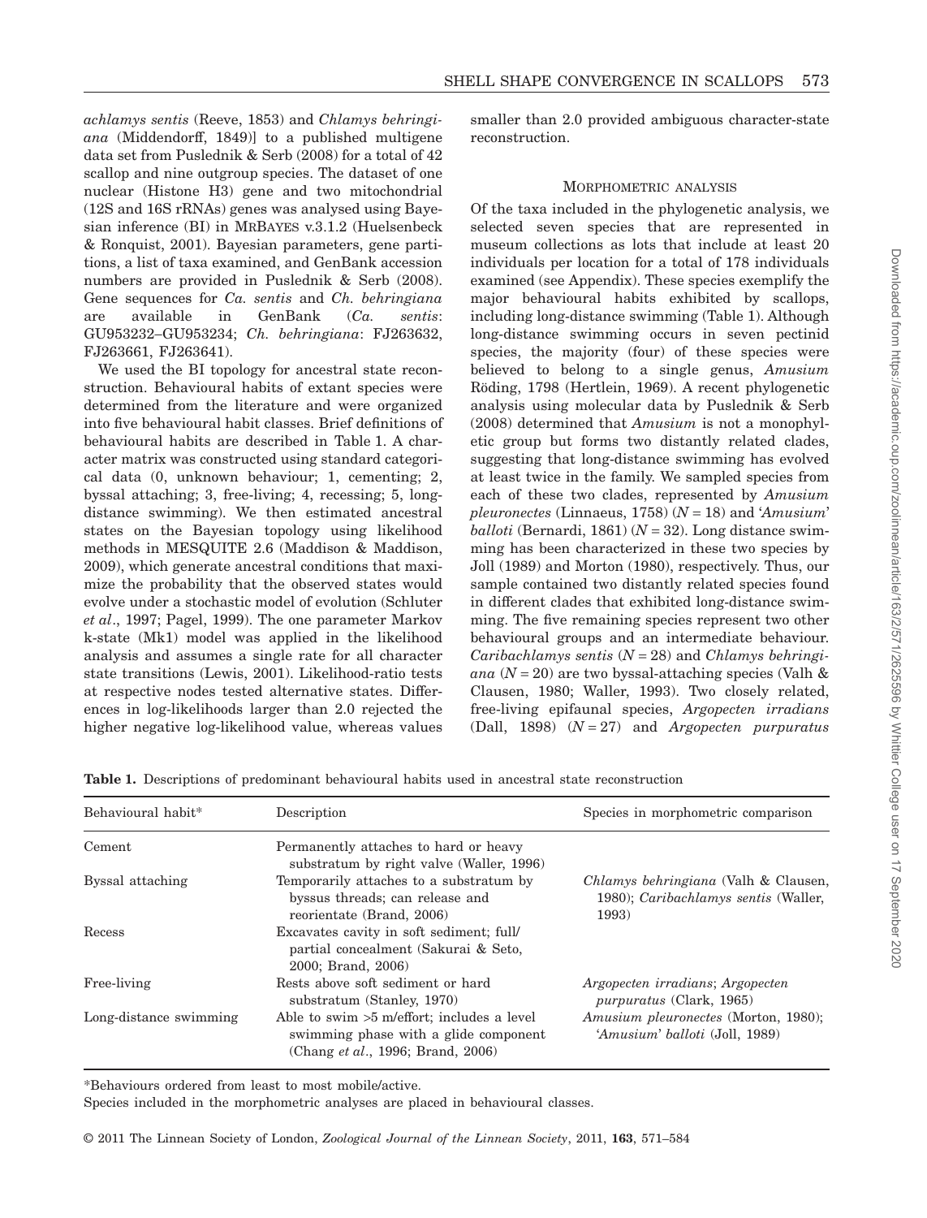*achlamys sentis* (Reeve, 1853) and *Chlamys behringiana* (Middendorff, 1849)] to a published multigene data set from Puslednik & Serb (2008) for a total of 42 scallop and nine outgroup species. The dataset of one nuclear (Histone H3) gene and two mitochondrial (12S and 16S rRNAs) genes was analysed using Bayesian inference (BI) in MRBAYES v.3.1.2 (Huelsenbeck & Ronquist, 2001). Bayesian parameters, gene partitions, a list of taxa examined, and GenBank accession numbers are provided in Puslednik & Serb (2008). Gene sequences for *Ca. sentis* and *Ch. behringiana* are available in GenBank (*Ca. sentis*: GU953232–GU953234; *Ch. behringiana*: FJ263632, FJ263661, FJ263641).

We used the BI topology for ancestral state reconstruction. Behavioural habits of extant species were determined from the literature and were organized into five behavioural habit classes. Brief definitions of behavioural habits are described in Table 1. A character matrix was constructed using standard categorical data (0, unknown behaviour; 1, cementing; 2, byssal attaching; 3, free-living; 4, recessing; 5, long-distance swimming). We then estimated ancestral states on the Bayesian topology using likelihood methods in MESQUITE 2.6 (Maddison & Maddison, 2009), which generate ancestral conditions that maximize the probability that the observed states would evolve under a stochastic model of evolution (Schluter *et al*., 1997; Pagel, 1999). The one parameter Markov k-state (Mk1) model was applied in the likelihood analysis and assumes a single rate for all character state transitions (Lewis, 2001). Likelihood-ratio tests at respective nodes tested alternative states. Differences in log-likelihoods larger than 2.0 rejected the higher negative log-likelihood value, whereas values smaller than 2.0 provided ambiguous character-state reconstruction.

## MORPHOMETRIC ANALYSIS

Of the taxa included in the phylogenetic analysis, we selected seven species that are represented in museum collections as lots that include at least 20 individuals per location for a total of 178 individuals examined (see Appendix). These species exemplify the major behavioural habits exhibited by scallops, including long-distance swimming (Table 1). Although long-distance swimming occurs in seven pectinid species, the majority (four) of these species were believed to belong to a single genus, *Amusium* Röding, 1798 (Hertlein, 1969). A recent phylogenetic analysis using molecular data by Puslednik & Serb (2008) determined that *Amusium* is not a monophyletic group but forms two distantly related clades, suggesting that long-distance swimming has evolved at least twice in the family. We sampled species from each of these two clades, represented by *Amusium pleuronectes* (Linnaeus, 1758) ($N = 18$) and '*Amusium*' *balloti* (Bernardi, 1861) ($N = 32$). Long distance swimming has been characterized in these two species by Joll (1989) and Morton (1980), respectively. Thus, our sample contained two distantly related species found in different clades that exhibited long-distance swimming. The five remaining species represent two other behavioural groups and an intermediate behaviour. *Caribachlamys sentis* ($N = 28$) and *Chlamys behringiana* ($N = 20$) are two byssal-attaching species (Valh & Clausen, 1980; Waller, 1993). Two closely related, free-living epifaunal species, *Argopecten irradians* (Dall, 1898) ($N = 27$) and *Argopecten purpuratus*

**Table 1.** Descriptions of predominant behavioural habits used in ancestral state reconstruction

| Behavioural habit* | Description | Species in morphometric comparison |
|---|---|---|
| Cement | Permanently attaches to hard or heavy substratum by right valve (Waller, 1996) | |
| Byssal attaching | Temporarily attaches to a substratum by byssus threads; can release and reorientate (Brand, 2006) | *Chlamys behringiana* (Valh & Clausen, 1980); *Caribachlamys sentis* (Waller, 1993) |
| Recess | Excavates cavity in soft sediment; full/partial concealment (Sakurai & Seto, 2000; Brand, 2006) | |
| Free-living | Rests above soft sediment or hard substratum (Stanley, 1970) | *Argopecten irradians*; *Argopecten purpuratus* (Clark, 1965) |
| Long-distance swimming | Able to swim >5 m/effort; includes a level swimming phase with a glide component (Chang *et al*., 1996; Brand, 2006) | *Amusium pleuronectes* (Morton, 1980); '*Amusium*' *balloti* (Joll, 1989) |

*Behaviours ordered from least to most mobile/active.

Species included in the morphometric analyses are placed in behavioural classes.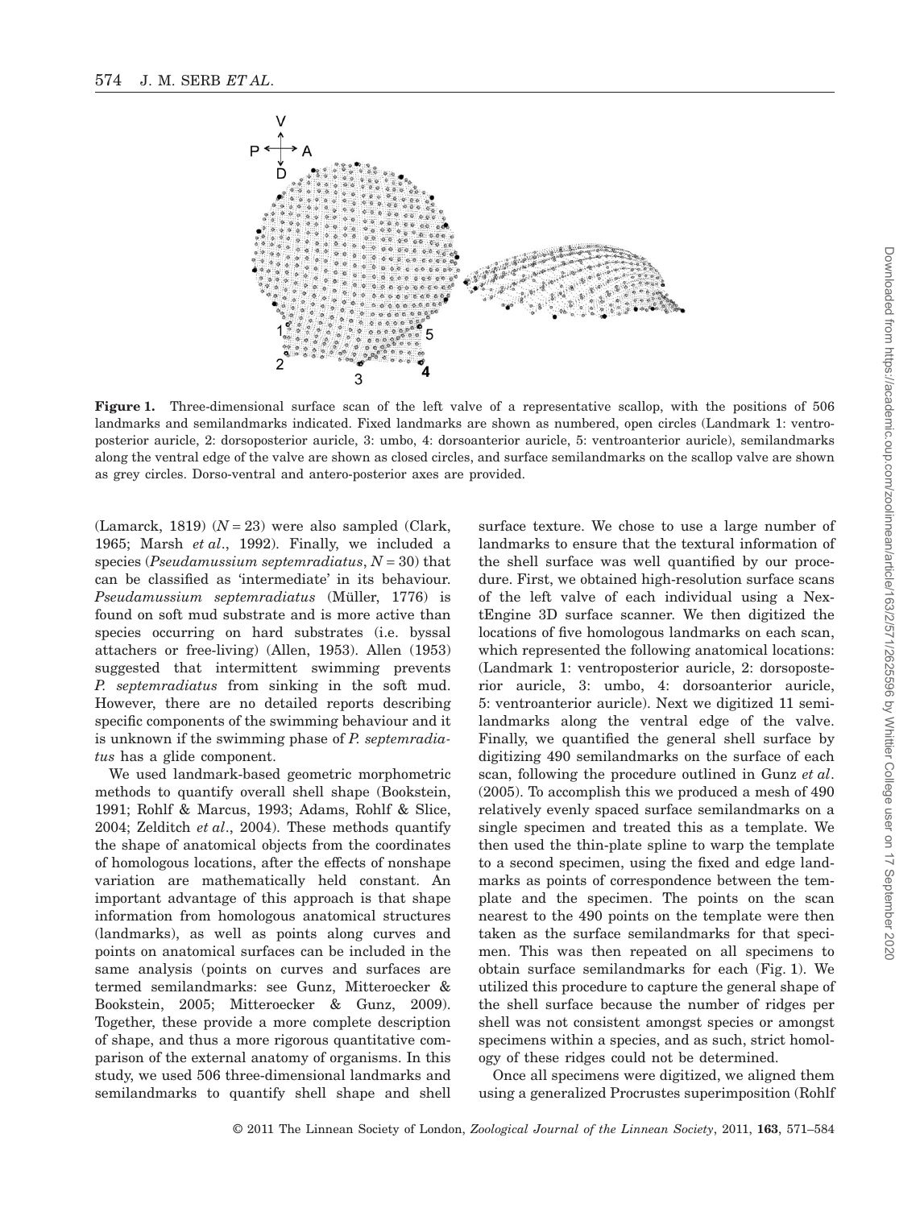**Figure 1.** Three-dimensional surface scan of the left valve of a representative scallop, with the positions of 506 landmarks and semilandmarks indicated. Fixed landmarks are shown as numbered, open circles (Landmark 1: ventroposterior auricle, 2: dorsoposterior auricle, 3: umbo, 4: dorsoanterior auricle, 5: ventroanterior auricle), semilandmarks along the ventral edge of the valve are shown as closed circles, and surface semilandmarks on the scallop valve are shown as grey circles. Dorso-ventral and antero-posterior axes are provided.

(Lamarck, 1819) ($N = 23$) were also sampled (Clark, 1965; Marsh *et al*., 1992). Finally, we included a species (*Pseudamussium septemradiatus*, $N = 30$) that can be classified as 'intermediate' in its behaviour. *Pseudamussium septemradiatus* (Müller, 1776) is found on soft mud substrate and is more active than species occurring on hard substrates (i.e. byssal attachers or free-living) (Allen, 1953). Allen (1953) suggested that intermittent swimming prevents *P. septemradiatus* from sinking in the soft mud. However, there are no detailed reports describing specific components of the swimming behaviour and it is unknown if the swimming phase of *P. septemradiatus* has a glide component.

We used landmark-based geometric morphometric methods to quantify overall shell shape (Bookstein, 1991; Rohlf & Marcus, 1993; Adams, Rohlf & Slice, 2004; Zelditch *et al*., 2004). These methods quantify the shape of anatomical objects from the coordinates of homologous locations, after the effects of nonshape variation are mathematically held constant. An important advantage of this approach is that shape information from homologous anatomical structures (landmarks), as well as points along curves and points on anatomical surfaces can be included in the same analysis (points on curves and surfaces are termed semilandmarks: see Gunz, Mitteroecker & Bookstein, 2005; Mitteroecker & Gunz, 2009). Together, these provide a more complete description of shape, and thus a more rigorous quantitative comparison of the external anatomy of organisms. In this study, we used 506 three-dimensional landmarks and semilandmarks to quantify shell shape and shell surface texture. We chose to use a large number of landmarks to ensure that the textural information of the shell surface was well quantified by our procedure. First, we obtained high-resolution surface scans of the left valve of each individual using a NextEngine 3D surface scanner. We then digitized the locations of five homologous landmarks on each scan, which represented the following anatomical locations: (Landmark 1: ventroposterior auricle, 2: dorsoposterior auricle, 3: umbo, 4: dorsoanterior auricle, 5: ventroanterior auricle). Next we digitized 11 semilandmarks along the ventral edge of the valve. Finally, we quantified the general shell surface by digitizing 490 semilandmarks on the surface of each scan, following the procedure outlined in Gunz *et al*. (2005). To accomplish this we produced a mesh of 490 relatively evenly spaced surface semilandmarks on a single specimen and treated this as a template. We then used the thin-plate spline to warp the template to a second specimen, using the fixed and edge landmarks as points of correspondence between the template and the specimen. The points on the scan nearest to the 490 points on the template were then taken as the surface semilandmarks for that specimen. This was then repeated on all specimens to obtain surface semilandmarks for each (Fig. 1). We utilized this procedure to capture the general shape of the shell surface because the number of ridges per shell was not consistent amongst species or amongst specimens within a species, and as such, strict homology of these ridges could not be determined.

Once all specimens were digitized, we aligned them using a generalized Procrustes superimposition (Rohlf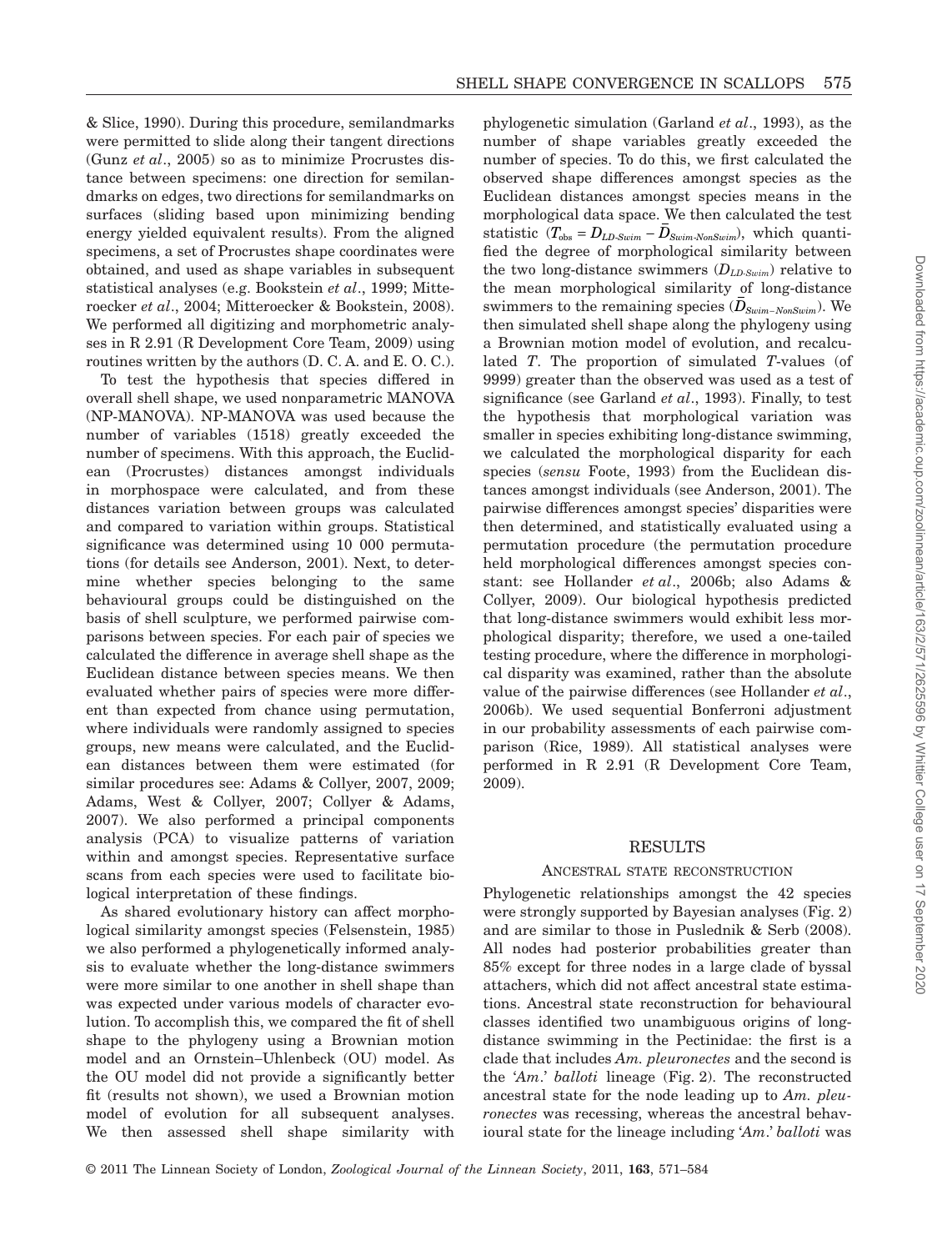& Slice, 1990). During this procedure, semilandmarks were permitted to slide along their tangent directions (Gunz *et al*., 2005) so as to minimize Procrustes distance between specimens: one direction for semilandmarks on edges, two directions for semilandmarks on surfaces (sliding based upon minimizing bending energy yielded equivalent results). From the aligned specimens, a set of Procrustes shape coordinates were obtained, and used as shape variables in subsequent statistical analyses (e.g. Bookstein *et al*., 1999; Mitteroecker *et al*., 2004; Mitteroecker & Bookstein, 2008). We performed all digitizing and morphometric analyses in R 2.91 (R Development Core Team, 2009) using routines written by the authors (D. C. A. and E. O. C.).

To test the hypothesis that species differed in overall shell shape, we used nonparametric MANOVA (NP-MANOVA). NP-MANOVA was used because the number of variables (1518) greatly exceeded the number of specimens. With this approach, the Euclidean (Procrustes) distances amongst individuals in morphospace were calculated, and from these distances variation between groups was calculated and compared to variation within groups. Statistical significance was determined using 10 000 permutations (for details see Anderson, 2001). Next, to determine whether species belonging to the same behavioural groups could be distinguished on the basis of shell sculpture, we performed pairwise comparisons between species. For each pair of species we calculated the difference in average shell shape as the Euclidean distance between species means. We then evaluated whether pairs of species were more different than expected from chance using permutation, where individuals were randomly assigned to species groups, new means were calculated, and the Euclidean distances between them were estimated (for similar procedures see: Adams & Collyer, 2007, 2009; Adams, West & Collyer, 2007; Collyer & Adams, 2007). We also performed a principal components analysis (PCA) to visualize patterns of variation within and amongst species. Representative surface scans from each species were used to facilitate biological interpretation of these findings.

As shared evolutionary history can affect morphological similarity amongst species (Felsenstein, 1985) we also performed a phylogenetically informed analysis to evaluate whether the long-distance swimmers were more similar to one another in shell shape than was expected under various models of character evolution. To accomplish this, we compared the fit of shell shape to the phylogeny using a Brownian motion model and an Ornstein–Uhlenbeck (OU) model. As the OU model did not provide a significantly better fit (results not shown), we used a Brownian motion model of evolution for all subsequent analyses. We then assessed shell shape similarity with phylogenetic simulation (Garland *et al*., 1993), as the number of shape variables greatly exceeded the number of species. To do this, we first calculated the observed shape differences amongst species as the Euclidean distances amongst species means in the morphological data space. We then calculated the test statistic ($T_{obs} = D_{LD\text{-}Swim} - \bar{D}_{Swim\text{-}NonSwim}$), which quantified the degree of morphological similarity between the two long-distance swimmers ($D_{LD\text{-}Swim}$) relative to the mean morphological similarity of long-distance swimmers to the remaining species ($\bar{D}_{Swim-NonSwim}$). We then simulated shell shape along the phylogeny using a Brownian motion model of evolution, and recalculated $T$. The proportion of simulated $T$-values (of 9999) greater than the observed was used as a test of significance (see Garland *et al*., 1993). Finally, to test the hypothesis that morphological variation was smaller in species exhibiting long-distance swimming, we calculated the morphological disparity for each species (*sensu* Foote, 1993) from the Euclidean distances amongst individuals (see Anderson, 2001). The pairwise differences amongst species' disparities were then determined, and statistically evaluated using a permutation procedure (the permutation procedure held morphological differences amongst species constant: see Hollander *et al*., 2006b; also Adams & Collyer, 2009). Our biological hypothesis predicted that long-distance swimmers would exhibit less morphological disparity; therefore, we used a one-tailed testing procedure, where the difference in morphological disparity was examined, rather than the absolute value of the pairwise differences (see Hollander *et al*., 2006b). We used sequential Bonferroni adjustment in our probability assessments of each pairwise comparison (Rice, 1989). All statistical analyses were performed in R 2.91 (R Development Core Team, 2009).

## RESULTS

### Ancestral state reconstruction

Phylogenetic relationships amongst the 42 species were strongly supported by Bayesian analyses (Fig. 2) and are similar to those in Puslednik & Serb (2008). All nodes had posterior probabilities greater than 85% except for three nodes in a large clade of byssal attachers, which did not affect ancestral state estimations. Ancestral state reconstruction for behavioural classes identified two unambiguous origins of long-distance swimming in the Pectinidae: the first is a clade that includes *Am. pleuronectes* and the second is the '*Am.*' *balloti* lineage (Fig. 2). The reconstructed ancestral state for the node leading up to *Am. pleuronectes* was recessing, whereas the ancestral behavioural state for the lineage including '*Am.*' *balloti* was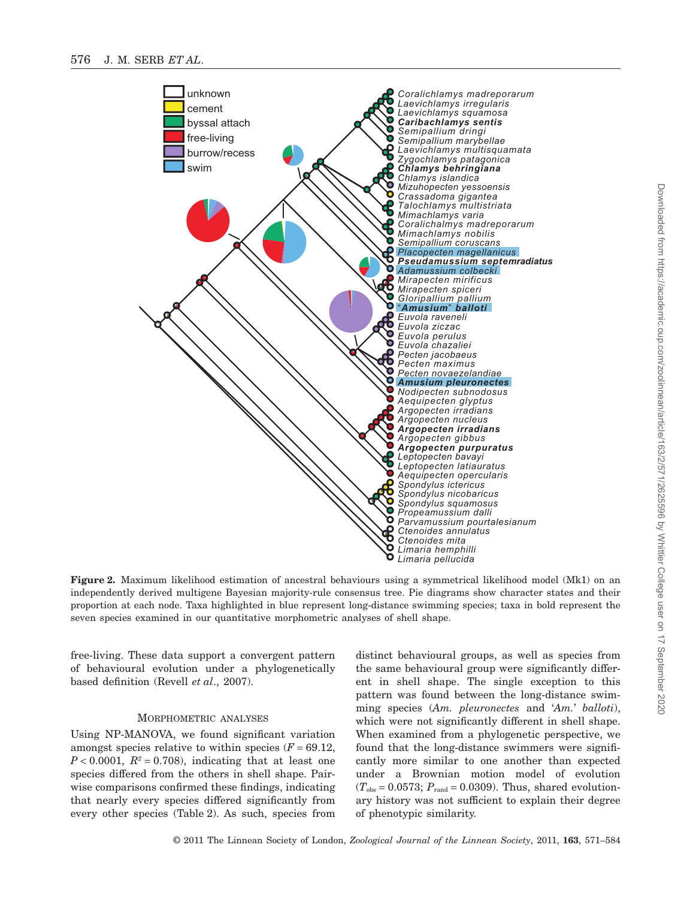**Figure 2.** Maximum likelihood estimation of ancestral behaviours using a symmetrical likelihood model (Mk1) on an independently derived multigene Bayesian majority-rule consensus tree. Pie diagrams show character states and their proportion at each node. Taxa highlighted in blue represent long-distance swimming species; taxa in bold represent the seven species examined in our quantitative morphometric analyses of shell shape.

free-living. These data support a convergent pattern of behavioural evolution under a phylogenetically based definition (Revell *et al*., 2007).

### Morphometric analyses

Using NP-MANOVA, we found significant variation amongst species relative to within species ($F = 69.12$, $P < 0.0001$, $R^2 = 0.708$), indicating that at least one species differed from the others in shell shape. Pairwise comparisons confirmed these findings, indicating that nearly every species differed significantly from every other species (Table 2). As such, species from distinct behavioural groups, as well as species from the same behavioural group were significantly different in shell shape. The single exception to this pattern was found between the long-distance swimming species (*Am. pleuronectes* and *'Am.' balloti*), which were not significantly different in shell shape. When examined from a phylogenetic perspective, we found that the long-distance swimmers were significantly more similar to one another than expected under a Brownian motion model of evolution ($T_{obs} = 0.0573$; $P_{rand} = 0.0309$). Thus, shared evolutionary history was not sufficient to explain their degree of phenotypic similarity.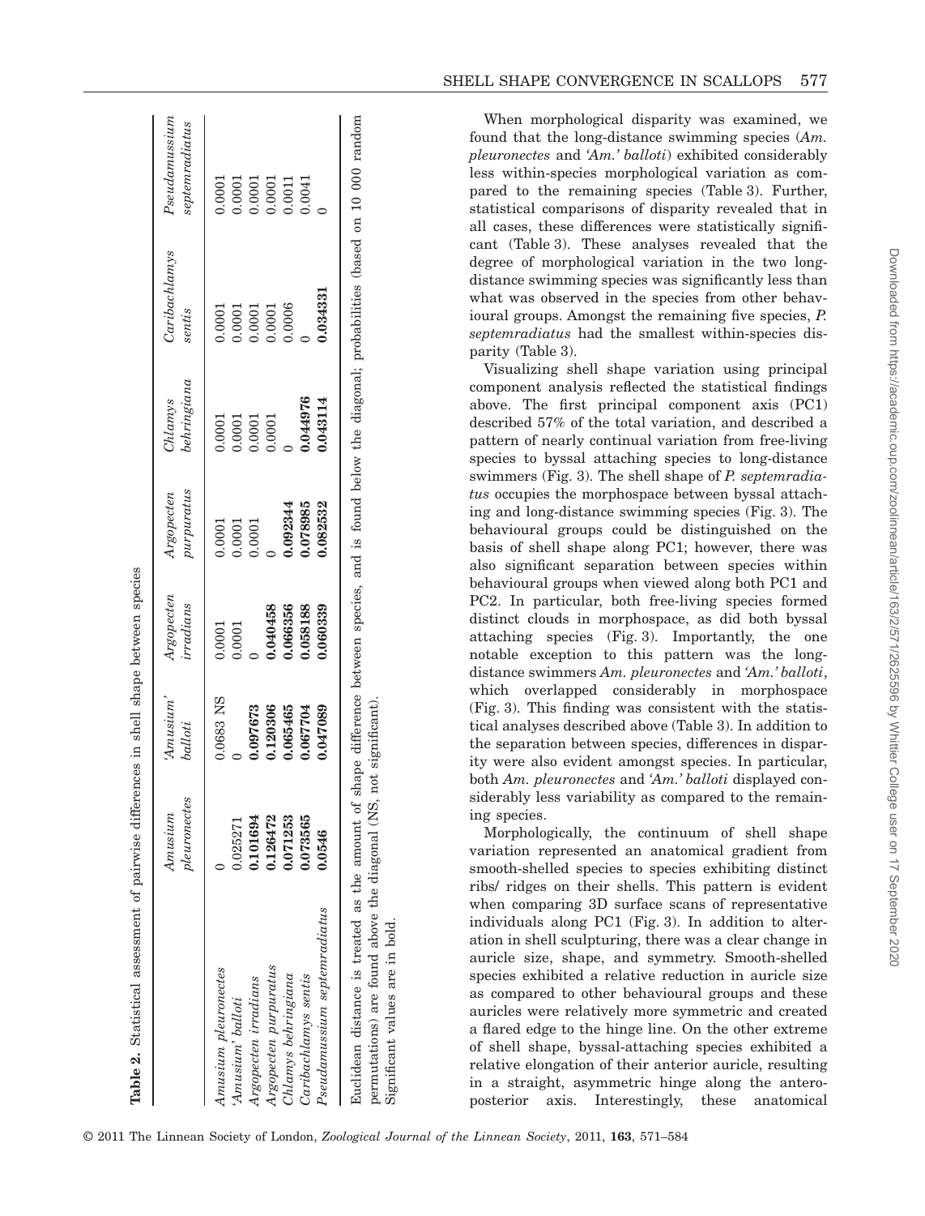**Table 2.** Statistical assessment of pairwise differences in shell shape between species

| | *Amusium pleuronectes* | *'Amusium' balloti* | *Argopecten irradians* | *Argopecten purpuratus* | *Chlamys behringiana* | *Caribachlamys sentis* | *Pseudamussium septemradiatus* |
|---|---|---|---|---|---|---|---|
| *Amusium pleuronectes* | 0 | 0.0683 NS | 0.0001 | 0.0001 | 0.0001 | 0.0001 | 0.0001 |
| *'Amusium' balloti* | 0.025271 | 0 | 0.0001 | 0.0001 | 0.0001 | 0.0001 | 0.0001 |
| *Argopecten irradians* | **0.101694** | **0.097673** | 0 | 0.0001 | 0.0001 | 0.0001 | 0.0001 |
| *Argopecten purpuratus* | **0.126472** | **0.120306** | **0.040458** | 0 | 0.0001 | 0.0001 | 0.0001 |
| *Chlamys behringiana* | **0.071253** | **0.065465** | **0.066356** | **0.092344** | 0 | 0.0006 | 0.0011 |
| *Caribachlamys sentis* | **0.073565** | **0.067704** | **0.058188** | **0.078985** | **0.044976** | 0 | 0.0041 |
| *Pseudamussium septemradiatus* | **0.0546** | **0.047089** | **0.060339** | **0.082532** | **0.043114** | **0.034331** | 0 |

Euclidean distance is treated as the amount of shape difference between species, and is found below the diagonal; probabilities (based on 10 000 random permutations) are found above the diagonal (NS, not significant).
Significant values are in bold.

When morphological disparity was examined, we found that the long-distance swimming species (*Am. pleuronectes* and *'Am.' balloti*) exhibited considerably less within-species morphological variation as compared to the remaining species (Table 3). Further, statistical comparisons of disparity revealed that in all cases, these differences were statistically significant (Table 3). These analyses revealed that the degree of morphological variation in the two long-distance swimming species was significantly less than what was observed in the species from other behavioural groups. Amongst the remaining five species, *P. septemradiatus* had the smallest within-species disparity (Table 3).

Visualizing shell shape variation using principal component analysis reflected the statistical findings above. The first principal component axis (PC1) described 57% of the total variation, and described a pattern of nearly continual variation from free-living species to byssal attaching species to long-distance swimmers (Fig. 3). The shell shape of *P. septemradiatus* occupies the morphospace between byssal attaching and long-distance swimming species (Fig. 3). The behavioural groups could be distinguished on the basis of shell shape along PC1; however, there was also significant separation between species within behavioural groups when viewed along both PC1 and PC2. In particular, both free-living species formed distinct clouds in morphospace, as did both byssal attaching species (Fig. 3). Importantly, the one notable exception to this pattern was the long-distance swimmers *Am. pleuronectes* and *'Am.' balloti*, which overlapped considerably in morphospace (Fig. 3). This finding was consistent with the statistical analyses described above (Table 3). In addition to the separation between species, differences in disparity were also evident amongst species. In particular, both *Am. pleuronectes* and *'Am.' balloti* displayed considerably less variability as compared to the remaining species.

Morphologically, the continuum of shell shape variation represented an anatomical gradient from smooth-shelled species to species exhibiting distinct ribs/ ridges on their shells. This pattern is evident when comparing 3D surface scans of representative individuals along PC1 (Fig. 3). In addition to alteration in shell sculpturing, there was a clear change in auricle size, shape, and symmetry. Smooth-shelled species exhibited a relative reduction in auricle size as compared to other behavioural groups and these auricles were relatively more symmetric and created a flared edge to the hinge line. On the other extreme of shell shape, byssal-attaching species exhibited a relative elongation of their anterior auricle, resulting in a straight, asymmetric hinge along the anteroposterior axis. Interestingly, these anatomical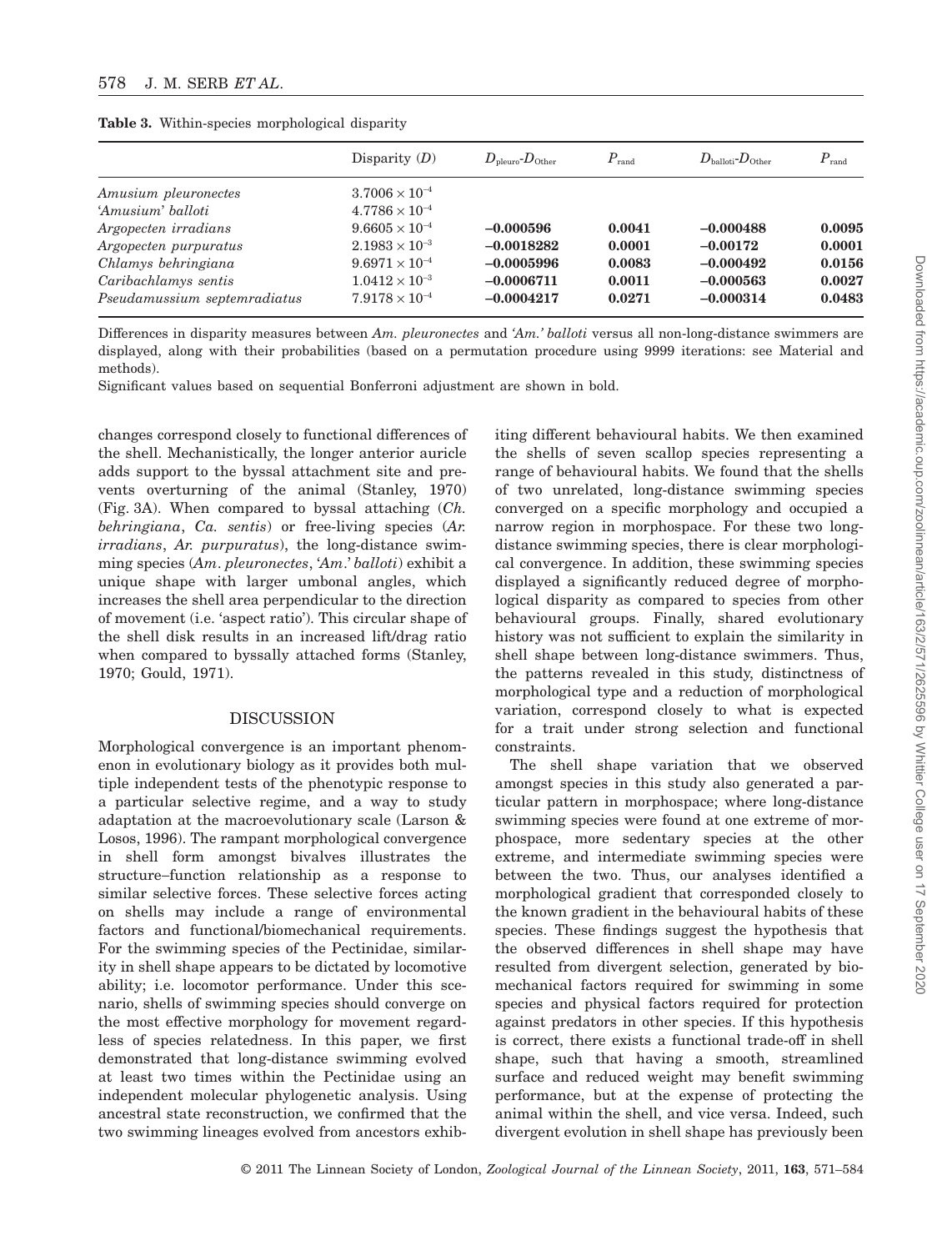**Table 3.** Within-species morphological disparity

| | Disparity ($D$) | $D_{\text{pleuro}}$-$D_{\text{Other}}$ | $P_{\text{rand}}$ | $D_{\text{balloti}}$-$D_{\text{Other}}$ | $P_{\text{rand}}$ |
|---|---|---|---|---|---|
| *Amusium pleuronectes* | $3.7006 \times 10^{-4}$ | | | | |
| *'Amusium' balloti* | $4.7786 \times 10^{-4}$ | | | | |
| *Argopecten irradians* | $9.6605 \times 10^{-4}$ | **−0.000596** | **0.0041** | **−0.000488** | **0.0095** |
| *Argopecten purpuratus* | $2.1983 \times 10^{-3}$ | **−0.0018282** | **0.0001** | **−0.00172** | **0.0001** |
| *Chlamys behringiana* | $9.6971 \times 10^{-4}$ | **−0.0005996** | **0.0083** | **−0.000492** | **0.0156** |
| *Caribachlamys sentis* | $1.0412 \times 10^{-3}$ | **−0.0006711** | **0.0011** | **−0.000563** | **0.0027** |
| *Pseudamussium septemradiatus* | $7.9178 \times 10^{-4}$ | **−0.0004217** | **0.0271** | **−0.000314** | **0.0483** |

Differences in disparity measures between *Am. pleuronectes* and *'Am.' balloti* versus all non-long-distance swimmers are displayed, along with their probabilities (based on a permutation procedure using 9999 iterations: see Material and methods).

Significant values based on sequential Bonferroni adjustment are shown in bold.

changes correspond closely to functional differences of the shell. Mechanistically, the longer anterior auricle adds support to the byssal attachment site and prevents overturning of the animal (Stanley, 1970) (Fig. 3A). When compared to byssal attaching (*Ch. behringiana*, *Ca. sentis*) or free-living species (*Ar. irradians*, *Ar. purpuratus*), the long-distance swimming species (*Am. pleuronectes*, *'Am.' balloti*) exhibit a unique shape with larger umbonal angles, which increases the shell area perpendicular to the direction of movement (i.e. 'aspect ratio'). This circular shape of the shell disk results in an increased lift/drag ratio when compared to byssally attached forms (Stanley, 1970; Gould, 1971).

## DISCUSSION

Morphological convergence is an important phenomenon in evolutionary biology as it provides both multiple independent tests of the phenotypic response to a particular selective regime, and a way to study adaptation at the macroevolutionary scale (Larson & Losos, 1996). The rampant morphological convergence in shell form amongst bivalves illustrates the structure–function relationship as a response to similar selective forces. These selective forces acting on shells may include a range of environmental factors and functional/biomechanical requirements. For the swimming species of the Pectinidae, similarity in shell shape appears to be dictated by locomotive ability; i.e. locomotor performance. Under this scenario, shells of swimming species should converge on the most effective morphology for movement regardless of species relatedness. In this paper, we first demonstrated that long-distance swimming evolved at least two times within the Pectinidae using an independent molecular phylogenetic analysis. Using ancestral state reconstruction, we confirmed that the two swimming lineages evolved from ancestors exhibiting different behavioural habits. We then examined the shells of seven scallop species representing a range of behavioural habits. We found that the shells of two unrelated, long-distance swimming species converged on a specific morphology and occupied a narrow region in morphospace. For these two long-distance swimming species, there is clear morphological convergence. In addition, these swimming species displayed a significantly reduced degree of morphological disparity as compared to species from other behavioural groups. Finally, shared evolutionary history was not sufficient to explain the similarity in shell shape between long-distance swimmers. Thus, the patterns revealed in this study, distinctness of morphological type and a reduction of morphological variation, correspond closely to what is expected for a trait under strong selection and functional constraints.

The shell shape variation that we observed amongst species in this study also generated a particular pattern in morphospace; where long-distance swimming species were found at one extreme of morphospace, more sedentary species at the other extreme, and intermediate swimming species were between the two. Thus, our analyses identified a morphological gradient that corresponded closely to the known gradient in the behavioural habits of these species. These findings suggest the hypothesis that the observed differences in shell shape may have resulted from divergent selection, generated by biomechanical factors required for swimming in some species and physical factors required for protection against predators in other species. If this hypothesis is correct, there exists a functional trade-off in shell shape, such that having a smooth, streamlined surface and reduced weight may benefit swimming performance, but at the expense of protecting the animal within the shell, and vice versa. Indeed, such divergent evolution in shell shape has previously been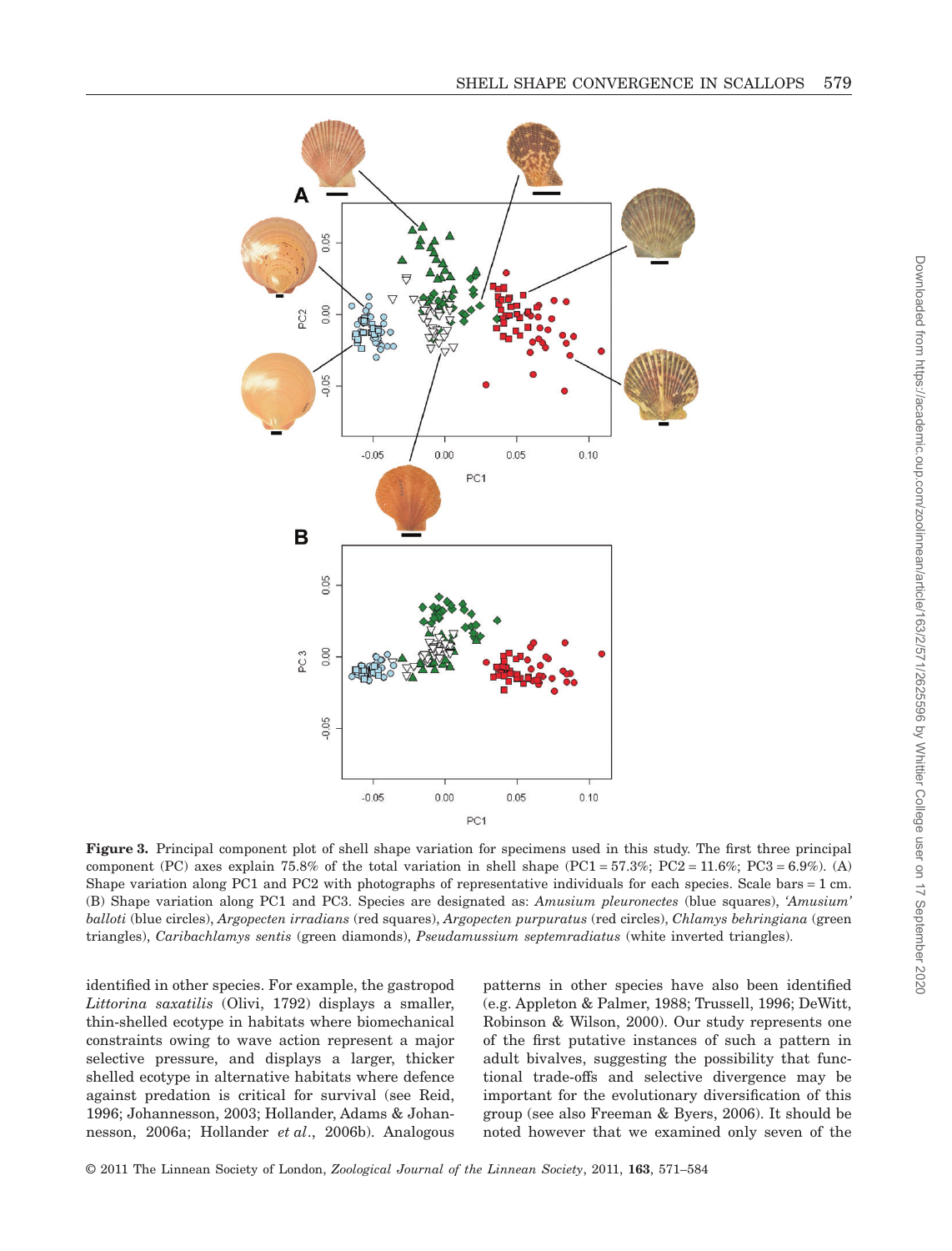**Figure 3.** Principal component plot of shell shape variation for specimens used in this study. The first three principal component (PC) axes explain 75.8% of the total variation in shell shape (PC1 = 57.3%; PC2 = 11.6%; PC3 = 6.9%). (A) Shape variation along PC1 and PC2 with photographs of representative individuals for each species. Scale bars = 1 cm. (B) Shape variation along PC1 and PC3. Species are designated as: *Amusium pleuronectes* (blue squares), *'Amusium' balloti* (blue circles), *Argopecten irradians* (red squares), *Argopecten purpuratus* (red circles), *Chlamys behringiana* (green triangles), *Caribachlamys sentis* (green diamonds), *Pseudamussium septemradiatus* (white inverted triangles).

identified in other species. For example, the gastropod *Littorina saxatilis* (Olivi, 1792) displays a smaller, thin-shelled ecotype in habitats where biomechanical constraints owing to wave action represent a major selective pressure, and displays a larger, thicker shelled ecotype in alternative habitats where defence against predation is critical for survival (see Reid, 1996; Johannesson, 2003; Hollander, Adams & Johannesson, 2006a; Hollander *et al*., 2006b). Analogous patterns in other species have also been identified (e.g. Appleton & Palmer, 1988; Trussell, 1996; DeWitt, Robinson & Wilson, 2000). Our study represents one of the first putative instances of such a pattern in adult bivalves, suggesting the possibility that functional trade-offs and selective divergence may be important for the evolutionary diversification of this group (see also Freeman & Byers, 2006). It should be noted however that we examined only seven of the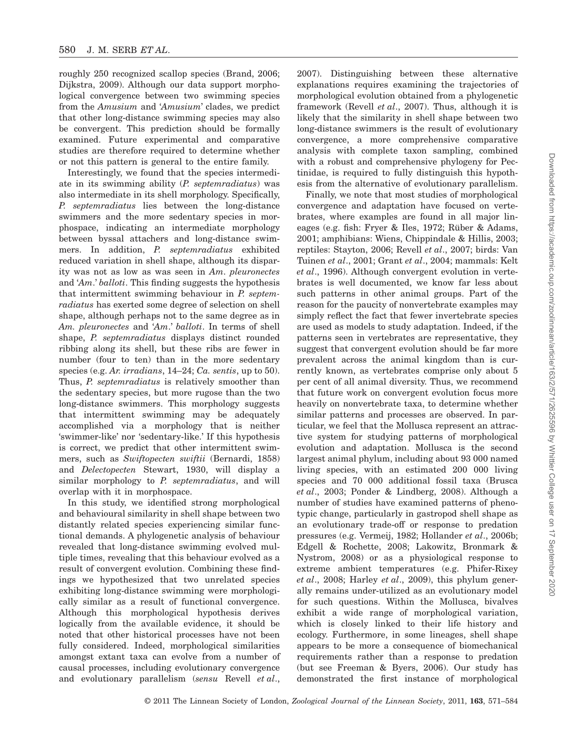roughly 250 recognized scallop species (Brand, 2006; Dijkstra, 2009). Although our data support morphological convergence between two swimming species from the *Amusium* and '*Amusium*' clades, we predict that other long-distance swimming species may also be convergent. This prediction should be formally examined. Future experimental and comparative studies are therefore required to determine whether or not this pattern is general to the entire family.

Interestingly, we found that the species intermediate in its swimming ability (*P. septemradiatus*) was also intermediate in its shell morphology. Specifically, *P. septemradiatus* lies between the long-distance swimmers and the more sedentary species in morphospace, indicating an intermediate morphology between byssal attachers and long-distance swimmers. In addition, *P. septemradiatus* exhibited reduced variation in shell shape, although its disparity was not as low as was seen in *Am. pleuronectes* and '*Am.*' *balloti*. This finding suggests the hypothesis that intermittent swimming behaviour in *P. septemradiatus* has exerted some degree of selection on shell shape, although perhaps not to the same degree as in *Am. pleuronectes* and '*Am.*' *balloti*. In terms of shell shape, *P. septemradiatus* displays distinct rounded ribbing along its shell, but these ribs are fewer in number (four to ten) than in the more sedentary species (e.g. *Ar. irradians*, 14–24; *Ca. sentis*, up to 50). Thus, *P. septemradiatus* is relatively smoother than the sedentary species, but more rugose than the two long-distance swimmers. This morphology suggests that intermittent swimming may be adequately accomplished via a morphology that is neither 'swimmer-like' nor 'sedentary-like.' If this hypothesis is correct, we predict that other intermittent swimmers, such as *Swiftopecten swiftii* (Bernardi, 1858) and *Delectopecten* Stewart, 1930, will display a similar morphology to *P. septemradiatus*, and will overlap with it in morphospace.

In this study, we identified strong morphological and behavioural similarity in shell shape between two distantly related species experiencing similar functional demands. A phylogenetic analysis of behaviour revealed that long-distance swimming evolved multiple times, revealing that this behaviour evolved as a result of convergent evolution. Combining these findings we hypothesized that two unrelated species exhibiting long-distance swimming were morphologically similar as a result of functional convergence. Although this morphological hypothesis derives logically from the available evidence, it should be noted that other historical processes have not been fully considered. Indeed, morphological similarities amongst extant taxa can evolve from a number of causal processes, including evolutionary convergence and evolutionary parallelism (*sensu* Revell *et al*., 2007). Distinguishing between these alternative explanations requires examining the trajectories of morphological evolution obtained from a phylogenetic framework (Revell *et al*., 2007). Thus, although it is likely that the similarity in shell shape between two long-distance swimmers is the result of evolutionary convergence, a more comprehensive comparative analysis with complete taxon sampling, combined with a robust and comprehensive phylogeny for Pectinidae, is required to fully distinguish this hypothesis from the alternative of evolutionary parallelism.

Finally, we note that most studies of morphological convergence and adaptation have focused on vertebrates, where examples are found in all major lineages (e.g. fish: Fryer & Iles, 1972; Rüber & Adams, 2001; amphibians: Wiens, Chippindale & Hillis, 2003; reptiles: Stayton, 2006; Revell *et al*., 2007; birds: Van Tuinen *et al*., 2001; Grant *et al*., 2004; mammals: Kelt *et al*., 1996). Although convergent evolution in vertebrates is well documented, we know far less about such patterns in other animal groups. Part of the reason for the paucity of nonvertebrate examples may simply reflect the fact that fewer invertebrate species are used as models to study adaptation. Indeed, if the patterns seen in vertebrates are representative, they suggest that convergent evolution should be far more prevalent across the animal kingdom than is currently known, as vertebrates comprise only about 5 per cent of all animal diversity. Thus, we recommend that future work on convergent evolution focus more heavily on nonvertebrate taxa, to determine whether similar patterns and processes are observed. In particular, we feel that the Mollusca represent an attractive system for studying patterns of morphological evolution and adaptation. Mollusca is the second largest animal phylum, including about 93 000 named living species, with an estimated 200 000 living species and 70 000 additional fossil taxa (Brusca *et al*., 2003; Ponder & Lindberg, 2008). Although a number of studies have examined patterns of phenotypic change, particularly in gastropod shell shape as an evolutionary trade-off or response to predation pressures (e.g. Vermeij, 1982; Hollander *et al*., 2006b; Edgell & Rochette, 2008; Lakowitz, Bronmark & Nystrom, 2008) or as a physiological response to extreme ambient temperatures (e.g. Phifer-Rixey *et al*., 2008; Harley *et al*., 2009), this phylum generally remains under-utilized as an evolutionary model for such questions. Within the Mollusca, bivalves exhibit a wide range of morphological variation, which is closely linked to their life history and ecology. Furthermore, in some lineages, shell shape appears to be more a consequence of biomechanical requirements rather than a response to predation (but see Freeman & Byers, 2006). Our study has demonstrated the first instance of morphological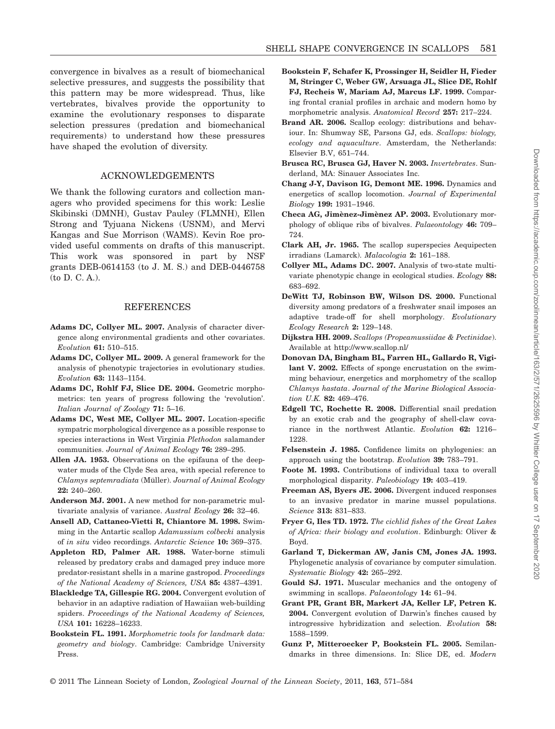convergence in bivalves as a result of biomechanical selective pressures, and suggests the possibility that this pattern may be more widespread. Thus, like vertebrates, bivalves provide the opportunity to examine the evolutionary responses to disparate selection pressures (predation and biomechanical requirements) to understand how these pressures have shaped the evolution of diversity.

## ACKNOWLEDGEMENTS

We thank the following curators and collection managers who provided specimens for this work: Leslie Skibinski (DMNH), Gustav Pauley (FLMNH), Ellen Strong and Tyjuana Nickens (USNM), and Mervi Kangas and Sue Morrison (WAMS). Kevin Roe provided useful comments on drafts of this manuscript. This work was sponsored in part by NSF grants DEB-0614153 (to J. M. S.) and DEB-0446758 (to D. C. A.).

## REFERENCES

**Adams DC, Collyer ML. 2007.** Analysis of character divergence along environmental gradients and other covariates. *Evolution* **61:** 510–515.

**Adams DC, Collyer ML. 2009.** A general framework for the analysis of phenotypic trajectories in evolutionary studies. *Evolution* **63:** 1143–1154.

**Adams DC, Rohlf FJ, Slice DE. 2004.** Geometric morphometrics: ten years of progress following the 'revolution'. *Italian Journal of Zoology* **71:** 5–16.

**Adams DC, West ME, Collyer ML. 2007.** Location-specific sympatric morphological divergence as a possible response to species interactions in West Virginia *Plethodon* salamander communities. *Journal of Animal Ecology* **76:** 289–295.

**Allen JA. 1953.** Observations on the epifauna of the deep-water muds of the Clyde Sea area, with special reference to *Chlamys septemradiata* (Müller). *Journal of Animal Ecology* **22:** 240–260.

**Anderson MJ. 2001.** A new method for non-parametric multivariate analysis of variance. *Austral Ecology* **26:** 32–46.

**Ansell AD, Cattaneo-Vietti R, Chiantore M. 1998.** Swimming in the Antartic scallop *Adamussium colbecki* analysis of *in situ* video recordings. *Antarctic Science* **10:** 369–375.

**Appleton RD, Palmer AR. 1988.** Water-borne stimuli released by predatory crabs and damaged prey induce more predator-resistant shells in a marine gastropod. *Proceedings of the National Academy of Sciences, USA* **85:** 4387–4391.

**Blackledge TA, Gillespie RG. 2004.** Convergent evolution of behavior in an adaptive radiation of Hawaiian web-building spiders. *Proceedings of the National Academy of Sciences, USA* **101:** 16228–16233.

**Bookstein FL. 1991.** *Morphometric tools for landmark data: geometry and biology*. Cambridge: Cambridge University Press.

**Bookstein F, Schafer K, Prossinger H, Seidler H, Fieder M, Stringer C, Weber GW, Arsuaga JL, Slice DE, Rohlf FJ, Recheis W, Mariam AJ, Marcus LF. 1999.** Comparing frontal cranial profiles in archaic and modern homo by morphometric analysis. *Anatomical Record* **257:** 217–224.

**Brand AR. 2006.** Scallop ecology: distributions and behaviour. In: Shumway SE, Parsons GJ, eds. *Scallops: biology, ecology and aquaculture*. Amsterdam, the Netherlands: Elsevier B.V, 651–744.

**Brusca RC, Brusca GJ, Haver N. 2003.** *Invertebrates*. Sunderland, MA: Sinauer Associates Inc.

**Chang J-Y, Davison IG, Demont ME. 1996.** Dynamics and energetics of scallop locomotion. *Journal of Experimental Biology* **199:** 1931–1946.

**Checa AG, Jimènez-Jimènez AP. 2003.** Evolutionary morphology of oblique ribs of bivalves. *Palaeontology* **46:** 709–724.

**Clark AH, Jr. 1965.** The scallop superspecies Aequipecten irradians (Lamarck). *Malacologia* **2:** 161–188.

**Collyer ML, Adams DC. 2007.** Analysis of two-state multivariate phenotypic change in ecological studies. *Ecology* **88:** 683–692.

**DeWitt TJ, Robinson BW, Wilson DS. 2000.** Functional diversity among predators of a freshwater snail imposes an adaptive trade-off for shell morphology. *Evolutionary Ecology Research* **2:** 129–148.

**Dijkstra HH. 2009.** *Scallops (Propeamussiidae & Pectinidae*). Available at http://www.scallop.nl/

**Donovan DA, Bingham BL, Farren HL, Gallardo R, Vigilant V. 2002.** Effects of sponge encrustation on the swimming behaviour, energetics and morphometry of the scallop *Chlamys hastata*. *Journal of the Marine Biological Association U.K.* **82:** 469–476.

**Edgell TC, Rochette R. 2008.** Differential snail predation by an exotic crab and the geography of shell-claw covariance in the northwest Atlantic. *Evolution* **62:** 1216–1228.

**Felsenstein J. 1985.** Confidence limits on phylogenies: an approach using the bootstrap. *Evolution* **39:** 783–791.

**Foote M. 1993.** Contributions of individual taxa to overall morphological disparity. *Paleobiology* **19:** 403–419.

**Freeman AS, Byers JE. 2006.** Divergent induced responses to an invasive predator in marine mussel populations. *Science* **313:** 831–833.

**Fryer G, Iles TD. 1972.** *The cichlid fishes of the Great Lakes of Africa: their biology and evolution*. Edinburgh: Oliver & Boyd.

**Garland T, Dickerman AW, Janis CM, Jones JA. 1993.** Phylogenetic analysis of covariance by computer simulation. *Systematic Biology* **42:** 265–292.

**Gould SJ. 1971.** Muscular mechanics and the ontogeny of swimming in scallops. *Palaeontology* **14:** 61–94.

**Grant PR, Grant BR, Markert JA, Keller LF, Petren K. 2004.** Convergent evolution of Darwin's finches caused by introgressive hybridization and selection. *Evolution* **58:** 1588–1599.

**Gunz P, Mitteroecker P, Bookstein FL. 2005.** Semilandmarks in three dimensions. In: Slice DE, ed. *Modern*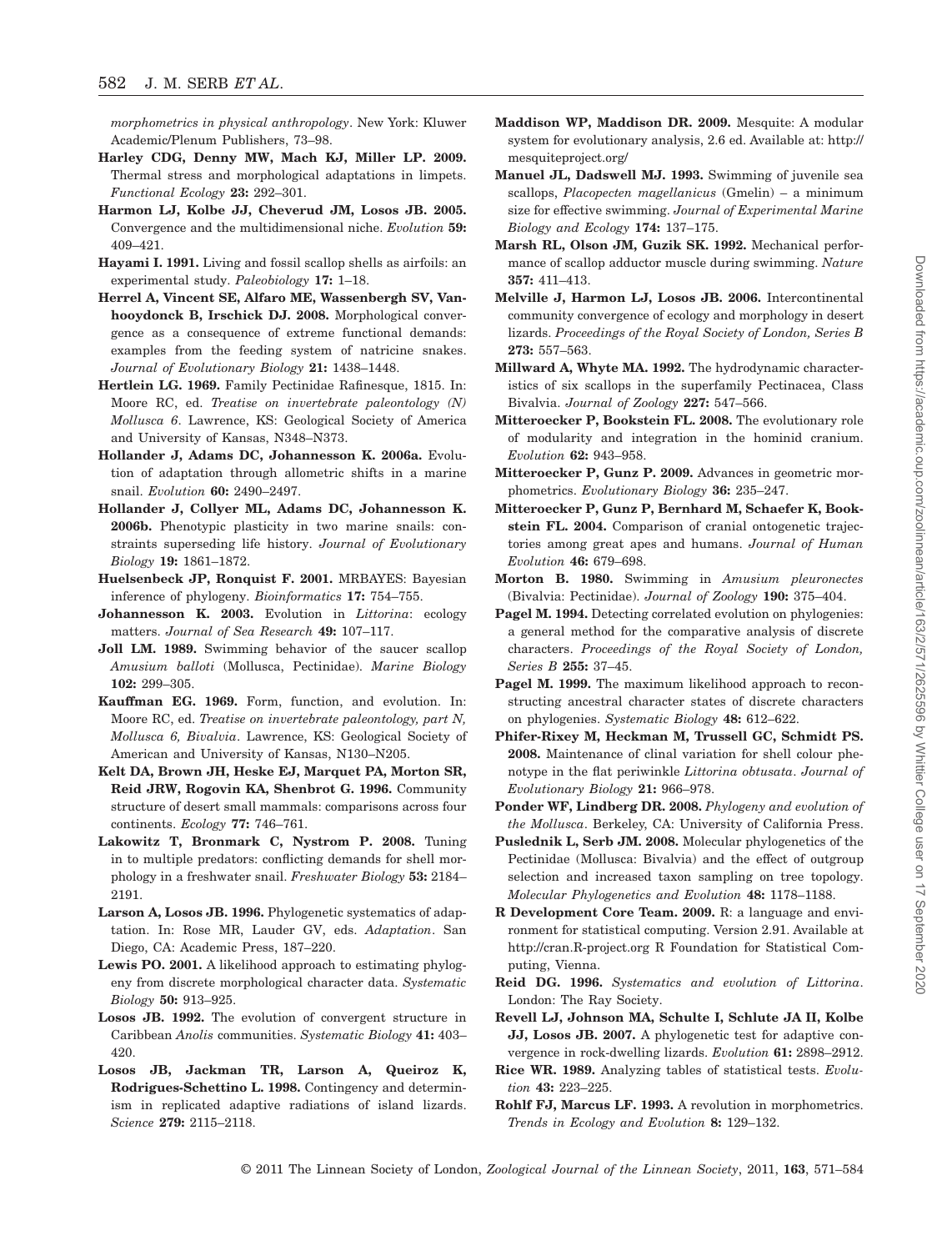*morphometrics in physical anthropology*. New York: Kluwer Academic/Plenum Publishers, 73–98.

**Harley CDG, Denny MW, Mach KJ, Miller LP. 2009.** Thermal stress and morphological adaptations in limpets. *Functional Ecology* **23:** 292–301.

**Harmon LJ, Kolbe JJ, Cheverud JM, Losos JB. 2005.** Convergence and the multidimensional niche. *Evolution* **59:** 409–421.

**Hayami I. 1991.** Living and fossil scallop shells as airfoils: an experimental study. *Paleobiology* **17:** 1–18.

**Herrel A, Vincent SE, Alfaro ME, Wassenbergh SV, Vanhooydonck B, Irschick DJ. 2008.** Morphological convergence as a consequence of extreme functional demands: examples from the feeding system of natricine snakes. *Journal of Evolutionary Biology* **21:** 1438–1448.

**Hertlein LG. 1969.** Family Pectinidae Rafinesque, 1815. In: Moore RC, ed. *Treatise on invertebrate paleontology (N) Mollusca 6*. Lawrence, KS: Geological Society of America and University of Kansas, N348–N373.

**Hollander J, Adams DC, Johannesson K. 2006a.** Evolution of adaptation through allometric shifts in a marine snail. *Evolution* **60:** 2490–2497.

**Hollander J, Collyer ML, Adams DC, Johannesson K. 2006b.** Phenotypic plasticity in two marine snails: constraints superseding life history. *Journal of Evolutionary Biology* **19:** 1861–1872.

**Huelsenbeck JP, Ronquist F. 2001.** MRBAYES: Bayesian inference of phylogeny. *Bioinformatics* **17:** 754–755.

**Johannesson K. 2003.** Evolution in *Littorina*: ecology matters. *Journal of Sea Research* **49:** 107–117.

**Joll LM. 1989.** Swimming behavior of the saucer scallop *Amusium balloti* (Mollusca, Pectinidae). *Marine Biology* **102:** 299–305.

**Kauffman EG. 1969.** Form, function, and evolution. In: Moore RC, ed. *Treatise on invertebrate paleontology, part N, Mollusca 6, Bivalvia*. Lawrence, KS: Geological Society of American and University of Kansas, N130–N205.

**Kelt DA, Brown JH, Heske EJ, Marquet PA, Morton SR, Reid JRW, Rogovin KA, Shenbrot G. 1996.** Community structure of desert small mammals: comparisons across four continents. *Ecology* **77:** 746–761.

**Lakowitz T, Bronmark C, Nystrom P. 2008.** Tuning in to multiple predators: conflicting demands for shell morphology in a freshwater snail. *Freshwater Biology* **53:** 2184–2191.

**Larson A, Losos JB. 1996.** Phylogenetic systematics of adaptation. In: Rose MR, Lauder GV, eds. *Adaptation*. San Diego, CA: Academic Press, 187–220.

**Lewis PO. 2001.** A likelihood approach to estimating phylogeny from discrete morphological character data. *Systematic Biology* **50:** 913–925.

**Losos JB. 1992.** The evolution of convergent structure in Caribbean *Anolis* communities. *Systematic Biology* **41:** 403–420.

**Losos JB, Jackman TR, Larson A, Queiroz K, Rodrigues-Schettino L. 1998.** Contingency and determinism in replicated adaptive radiations of island lizards. *Science* **279:** 2115–2118.

**Maddison WP, Maddison DR. 2009.** Mesquite: A modular system for evolutionary analysis, 2.6 ed. Available at: http://mesquiteproject.org/

**Manuel JL, Dadswell MJ. 1993.** Swimming of juvenile sea scallops, *Placopecten magellanicus* (Gmelin) – a minimum size for effective swimming. *Journal of Experimental Marine Biology and Ecology* **174:** 137–175.

**Marsh RL, Olson JM, Guzik SK. 1992.** Mechanical performance of scallop adductor muscle during swimming. *Nature* **357:** 411–413.

**Melville J, Harmon LJ, Losos JB. 2006.** Intercontinental community convergence of ecology and morphology in desert lizards. *Proceedings of the Royal Society of London, Series B* **273:** 557–563.

**Millward A, Whyte MA. 1992.** The hydrodynamic characteristics of six scallops in the superfamily Pectinacea, Class Bivalvia. *Journal of Zoology* **227:** 547–566.

**Mitteroecker P, Bookstein FL. 2008.** The evolutionary role of modularity and integration in the hominid cranium. *Evolution* **62:** 943–958.

**Mitteroecker P, Gunz P. 2009.** Advances in geometric morphometrics. *Evolutionary Biology* **36:** 235–247.

**Mitteroecker P, Gunz P, Bernhard M, Schaefer K, Bookstein FL. 2004.** Comparison of cranial ontogenetic trajectories among great apes and humans. *Journal of Human Evolution* **46:** 679–698.

**Morton B. 1980.** Swimming in *Amusium pleuronectes* (Bivalvia: Pectinidae). *Journal of Zoology* **190:** 375–404.

**Pagel M. 1994.** Detecting correlated evolution on phylogenies: a general method for the comparative analysis of discrete characters. *Proceedings of the Royal Society of London, Series B* **255:** 37–45.

**Pagel M. 1999.** The maximum likelihood approach to reconstructing ancestral character states of discrete characters on phylogenies. *Systematic Biology* **48:** 612–622.

**Phifer-Rixey M, Heckman M, Trussell GC, Schmidt PS. 2008.** Maintenance of clinal variation for shell colour phenotype in the flat periwinkle *Littorina obtusata*. *Journal of Evolutionary Biology* **21:** 966–978.

**Ponder WF, Lindberg DR. 2008.** *Phylogeny and evolution of the Mollusca*. Berkeley, CA: University of California Press.

**Puslednik L, Serb JM. 2008.** Molecular phylogenetics of the Pectinidae (Mollusca: Bivalvia) and the effect of outgroup selection and increased taxon sampling on tree topology. *Molecular Phylogenetics and Evolution* **48:** 1178–1188.

**R Development Core Team. 2009.** R: a language and environment for statistical computing. Version 2.91. Available at http://cran.R-project.org R Foundation for Statistical Computing, Vienna.

**Reid DG. 1996.** *Systematics and evolution of Littorina*. London: The Ray Society.

**Revell LJ, Johnson MA, Schulte I, Schlute JA II, Kolbe JJ, Losos JB. 2007.** A phylogenetic test for adaptive convergence in rock-dwelling lizards. *Evolution* **61:** 2898–2912.

**Rice WR. 1989.** Analyzing tables of statistical tests. *Evolution* **43:** 223–225.

**Rohlf FJ, Marcus LF. 1993.** A revolution in morphometrics. *Trends in Ecology and Evolution* **8:** 129–132.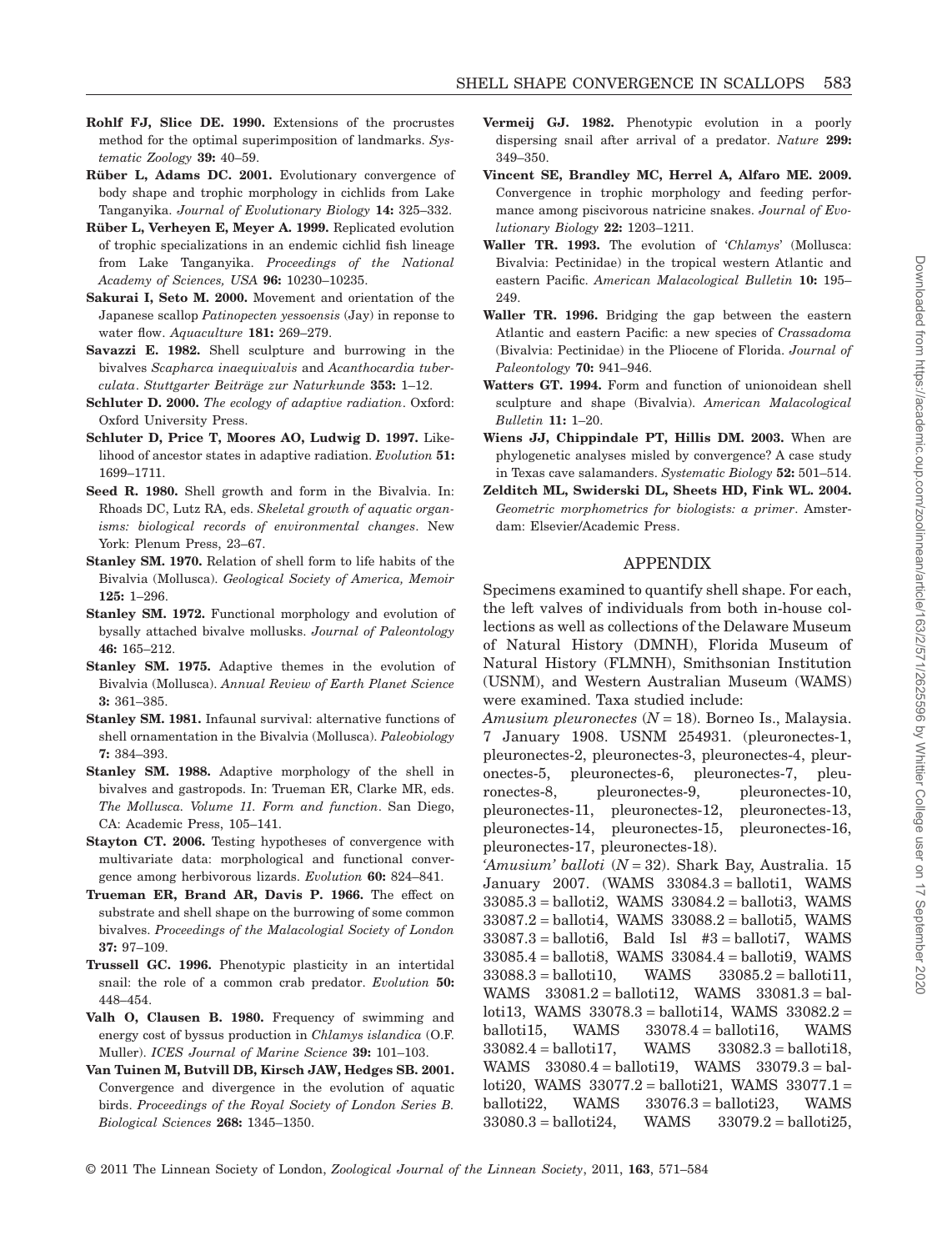**Rohlf FJ, Slice DE. 1990.** Extensions of the procrustes method for the optimal superimposition of landmarks. *Systematic Zoology* **39:** 40–59.

**Rüber L, Adams DC. 2001.** Evolutionary convergence of body shape and trophic morphology in cichlids from Lake Tanganyika. *Journal of Evolutionary Biology* **14:** 325–332.

**Rüber L, Verheyen E, Meyer A. 1999.** Replicated evolution of trophic specializations in an endemic cichlid fish lineage from Lake Tanganyika. *Proceedings of the National Academy of Sciences, USA* **96:** 10230–10235.

**Sakurai I, Seto M. 2000.** Movement and orientation of the Japanese scallop *Patinopecten yessoensis* (Jay) in reponse to water flow. *Aquaculture* **181:** 269–279.

**Savazzi E. 1982.** Shell sculpture and burrowing in the bivalves *Scapharca inaequivalvis* and *Acanthocardia tuberculata*. *Stuttgarter Beiträge zur Naturkunde* **353:** 1–12.

**Schluter D. 2000.** *The ecology of adaptive radiation*. Oxford: Oxford University Press.

**Schluter D, Price T, Moores AO, Ludwig D. 1997.** Likelihood of ancestor states in adaptive radiation. *Evolution* **51:** 1699–1711.

**Seed R. 1980.** Shell growth and form in the Bivalvia. In: Rhoads DC, Lutz RA, eds. *Skeletal growth of aquatic organisms: biological records of environmental changes*. New York: Plenum Press, 23–67.

**Stanley SM. 1970.** Relation of shell form to life habits of the Bivalvia (Mollusca). *Geological Society of America, Memoir* **125:** 1–296.

**Stanley SM. 1972.** Functional morphology and evolution of bysally attached bivalve mollusks. *Journal of Paleontology* **46:** 165–212.

**Stanley SM. 1975.** Adaptive themes in the evolution of Bivalvia (Mollusca). *Annual Review of Earth Planet Science* **3:** 361–385.

**Stanley SM. 1981.** Infaunal survival: alternative functions of shell ornamentation in the Bivalvia (Mollusca). *Paleobiology* **7:** 384–393.

**Stanley SM. 1988.** Adaptive morphology of the shell in bivalves and gastropods. In: Trueman ER, Clarke MR, eds. *The Mollusca. Volume 11. Form and function*. San Diego, CA: Academic Press, 105–141.

**Stayton CT. 2006.** Testing hypotheses of convergence with multivariate data: morphological and functional convergence among herbivorous lizards. *Evolution* **60:** 824–841.

**Trueman ER, Brand AR, Davis P. 1966.** The effect on substrate and shell shape on the burrowing of some common bivalves. *Proceedings of the Malacological Society of London* **37:** 97–109.

**Trussell GC. 1996.** Phenotypic plasticity in an intertidal snail: the role of a common crab predator. *Evolution* **50:** 448–454.

**Valh O, Clausen B. 1980.** Frequency of swimming and energy cost of byssus production in *Chlamys islandica* (O.F. Muller). *ICES Journal of Marine Science* **39:** 101–103.

**Van Tuinen M, Butvill DB, Kirsch JAW, Hedges SB. 2001.** Convergence and divergence in the evolution of aquatic birds. *Proceedings of the Royal Society of London Series B. Biological Sciences* **268:** 1345–1350.

**Vermeij GJ. 1982.** Phenotypic evolution in a poorly dispersing snail after arrival of a predator. *Nature* **299:** 349–350.

**Vincent SE, Brandley MC, Herrel A, Alfaro ME. 2009.** Convergence in trophic morphology and feeding performance among piscivorous natricine snakes. *Journal of Evolutionary Biology* **22:** 1203–1211.

**Waller TR. 1993.** The evolution of '*Chlamys*' (Mollusca: Bivalvia: Pectinidae) in the tropical western Atlantic and eastern Pacific. *American Malacological Bulletin* **10:** 195–249.

**Waller TR. 1996.** Bridging the gap between the eastern Atlantic and eastern Pacific: a new species of *Crassadoma* (Bivalvia: Pectinidae) in the Pliocene of Florida. *Journal of Paleontology* **70:** 941–946.

**Watters GT. 1994.** Form and function of unionoidean shell sculpture and shape (Bivalvia). *American Malacological Bulletin* **11:** 1–20.

**Wiens JJ, Chippindale PT, Hillis DM. 2003.** When are phylogenetic analyses misled by convergence? A case study in Texas cave salamanders. *Systematic Biology* **52:** 501–514.

**Zelditch ML, Swiderski DL, Sheets HD, Fink WL. 2004.** *Geometric morphometrics for biologists: a primer*. Amsterdam: Elsevier/Academic Press.

## APPENDIX

Specimens examined to quantify shell shape. For each, the left valves of individuals from both in-house collections as well as collections of the Delaware Museum of Natural History (DMNH), Florida Museum of Natural History (FLMNH), Smithsonian Institution (USNM), and Western Australian Museum (WAMS) were examined. Taxa studied include:

*Amusium pleuronectes* ($N = 18$). Borneo Is., Malaysia. 7 January 1908. USNM 254931. (pleuronectes-1, pleuronectes-2, pleuronectes-3, pleuronectes-4, pleuronectes-5, pleuronectes-6, pleuronectes-7, pleuronectes-8, pleuronectes-9, pleuronectes-10, pleuronectes-11, pleuronectes-12, pleuronectes-13, pleuronectes-14, pleuronectes-15, pleuronectes-16, pleuronectes-17, pleuronectes-18).

*'Amusium' balloti* ($N = 32$). Shark Bay, Australia. 15 January 2007. (WAMS 33084.3 = balloti1, WAMS 33085.3 = balloti2, WAMS 33084.2 = balloti3, WAMS 33087.2 = balloti4, WAMS 33088.2 = balloti5, WAMS 33087.3 = balloti6, Bald Isl #3 = balloti7, WAMS 33085.4 = balloti8, WAMS 33084.4 = balloti9, WAMS 33088.3 = balloti10, WAMS 33085.2 = balloti11, WAMS 33081.2 = balloti12, WAMS 33081.3 = balloti13, WAMS 33078.3 = balloti14, WAMS 33082.2 = balloti15, WAMS 33078.4 = balloti16, WAMS 33082.4 = balloti17, WAMS 33082.3 = balloti18, WAMS 33080.4 = balloti19, WAMS 33079.3 = balloti20, WAMS 33077.2 = balloti21, WAMS 33077.1 = balloti22, WAMS 33076.3 = balloti23, WAMS 33080.3 = balloti24, WAMS 33079.2 = balloti25,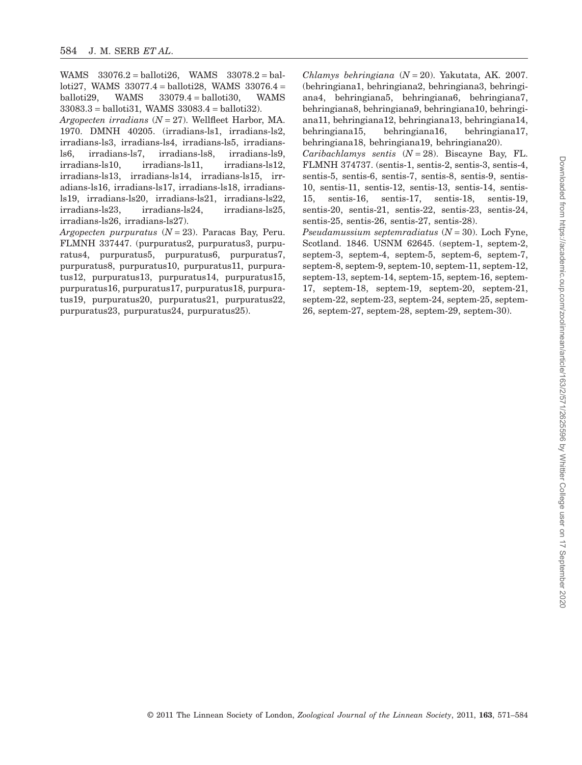WAMS 33076.2 = balloti26, WAMS 33078.2 = balloti27, WAMS 33077.4 = balloti28, WAMS 33076.4 = balloti29, WAMS 33079.4 = balloti30, WAMS 33083.3 = balloti31, WAMS 33083.4 = balloti32).

*Argopecten irradians* ($N = 27$). Wellfleet Harbor, MA. 1970. DMNH 40205. (irradians-ls1, irradians-ls2, irradians-ls3, irradians-ls4, irradians-ls5, irradians-ls6, irradians-ls7, irradians-ls8, irradians-ls9, irradians-ls10, irradians-ls11, irradians-ls12, irradians-ls13, irradians-ls14, irradians-ls15, irradians-ls16, irradians-ls17, irradians-ls18, irradians-ls19, irradians-ls20, irradians-ls21, irradians-ls22, irradians-ls23, irradians-ls24, irradians-ls25, irradians-ls26, irradians-ls27).

*Argopecten purpuratus* ($N = 23$). Paracas Bay, Peru. FLMNH 337447. (purpuratus2, purpuratus3, purpuratus4, purpuratus5, purpuratus6, purpuratus7, purpuratus8, purpuratus10, purpuratus11, purpuratus12, purpuratus13, purpuratus14, purpuratus15, purpuratus16, purpuratus17, purpuratus18, purpuratus19, purpuratus20, purpuratus21, purpuratus22, purpuratus23, purpuratus24, purpuratus25).

*Chlamys behringiana* ($N = 20$). Yakutata, AK. 2007. (behringiana1, behringiana2, behringiana3, behringiana4, behringiana5, behringiana6, behringiana7, behringiana8, behringiana9, behringiana10, behringiana11, behringiana12, behringiana13, behringiana14, behringiana15, behringiana16, behringiana17, behringiana18, behringiana19, behringiana20).

*Caribachlamys sentis* ($N = 28$). Biscayne Bay, FL. FLMNH 374737. (sentis-1, sentis-2, sentis-3, sentis-4, sentis-5, sentis-6, sentis-7, sentis-8, sentis-9, sentis-10, sentis-11, sentis-12, sentis-13, sentis-14, sentis-15, sentis-16, sentis-17, sentis-18, sentis-19, sentis-20, sentis-21, sentis-22, sentis-23, sentis-24, sentis-25, sentis-26, sentis-27, sentis-28).

*Pseudamussium septemradiatus* ($N = 30$). Loch Fyne, Scotland. 1846. USNM 62645. (septem-1, septem-2, septem-3, septem-4, septem-5, septem-6, septem-7, septem-8, septem-9, septem-10, septem-11, septem-12, septem-13, septem-14, septem-15, septem-16, septem-17, septem-18, septem-19, septem-20, septem-21, septem-22, septem-23, septem-24, septem-25, septem-26, septem-27, septem-28, septem-29, septem-30).